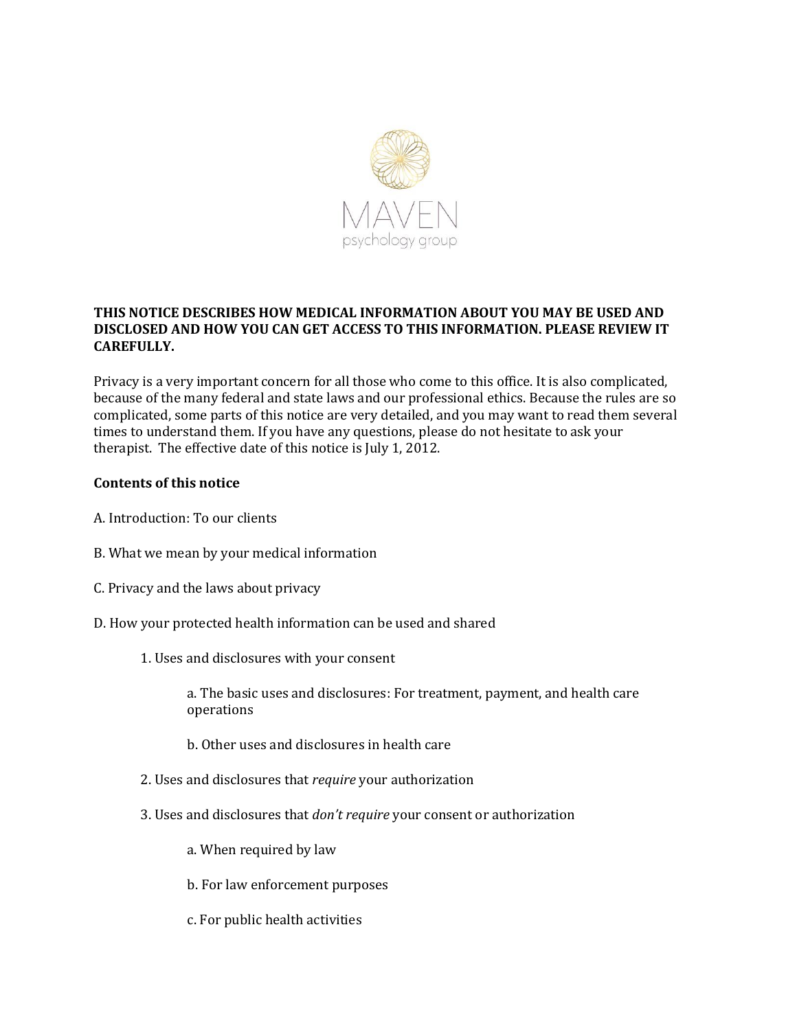MAVEN

psychology group

**THIS NOTICE DESCRIBES HOW MEDICAL INFORMATION ABOUT YOU MAY BE USED AND DISCLOSED AND HOW YOU CAN GET ACCESS TO THIS INFORMATION. PLEASE REVIEW IT CAREFULLY.**

Privacy is a very important concern for all those who come to this office. It is also complicated, because of the many federal and state laws and our professional ethics. Because the rules are so complicated, some parts of this notice are very detailed, and you may want to read them several times to understand them. If you have any questions, please do not hesitate to ask your therapist. The effective date of this notice is July 1, 2012.

**Contents of this notice**

A. Introduction: To our clients

B. What we mean by your medical information

C. Privacy and the laws about privacy

D. How your protected health information can be used and shared

- 1. Uses and disclosures with your consent
  - a. The basic uses and disclosures: For treatment, payment, and health care operations
  - b. Other uses and disclosures in health care
- 2. Uses and disclosures that *require* your authorization
- 3. Uses and disclosures that *don't require* your consent or authorization
  - a. When required by law
  - b. For law enforcement purposes
  - c. For public health activities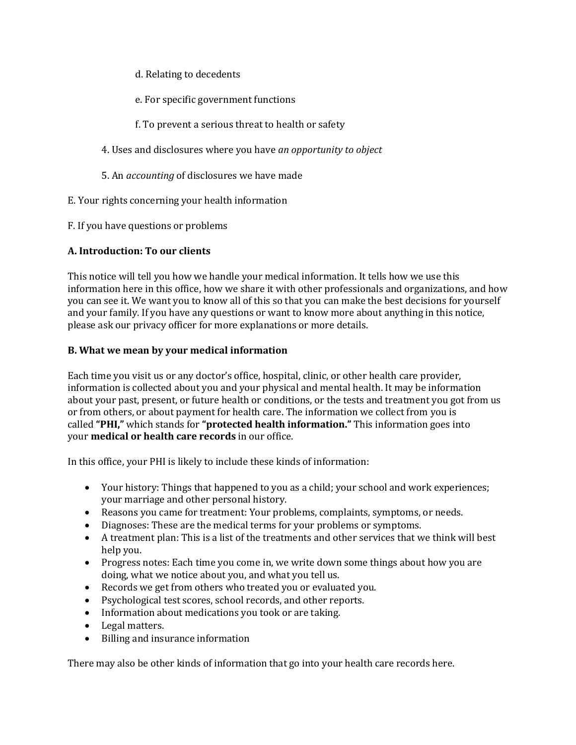d. Relating to decedents

e. For specific government functions

f. To prevent a serious threat to health or safety

4. Uses and disclosures where you have *an opportunity to object*

5. An *accounting* of disclosures we have made

E. Your rights concerning your health information

F. If you have questions or problems

**A. Introduction: To our clients**

This notice will tell you how we handle your medical information. It tells how we use this information here in this office, how we share it with other professionals and organizations, and how you can see it. We want you to know all of this so that you can make the best decisions for yourself and your family. If you have any questions or want to know more about anything in this notice, please ask our privacy officer for more explanations or more details.

**B. What we mean by your medical information**

Each time you visit us or any doctor's office, hospital, clinic, or other health care provider, information is collected about you and your physical and mental health. It may be information about your past, present, or future health or conditions, or the tests and treatment you got from us or from others, or about payment for health care. The information we collect from you is called **"PHI,"** which stands for **"protected health information."** This information goes into your **medical or health care records** in our office.

In this office, your PHI is likely to include these kinds of information:

- Your history: Things that happened to you as a child; your school and work experiences; your marriage and other personal history.
- Reasons you came for treatment: Your problems, complaints, symptoms, or needs.
- Diagnoses: These are the medical terms for your problems or symptoms.
- A treatment plan: This is a list of the treatments and other services that we think will best help you.
- Progress notes: Each time you come in, we write down some things about how you are doing, what we notice about you, and what you tell us.
- Records we get from others who treated you or evaluated you.
- Psychological test scores, school records, and other reports.
- Information about medications you took or are taking.
- Legal matters.
- Billing and insurance information

There may also be other kinds of information that go into your health care records here.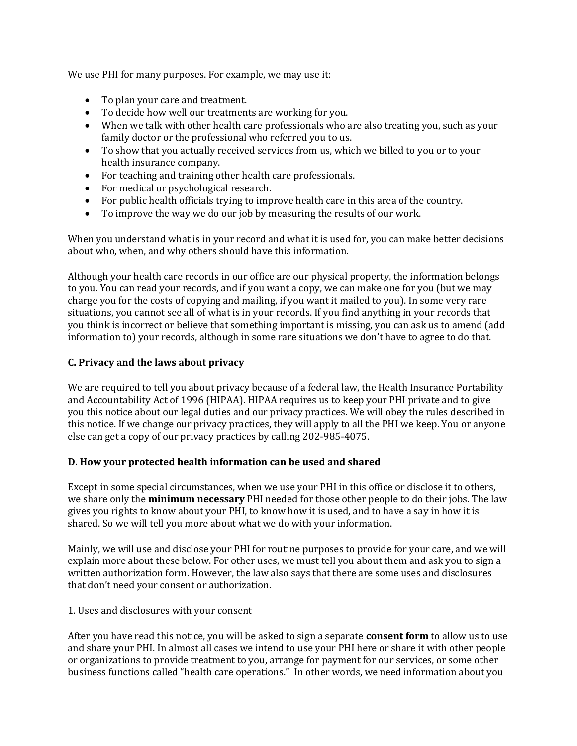We use PHI for many purposes. For example, we may use it:

- To plan your care and treatment.
- To decide how well our treatments are working for you.
- When we talk with other health care professionals who are also treating you, such as your family doctor or the professional who referred you to us.
- To show that you actually received services from us, which we billed to you or to your health insurance company.
- For teaching and training other health care professionals.
- For medical or psychological research.
- For public health officials trying to improve health care in this area of the country.
- To improve the way we do our job by measuring the results of our work.

When you understand what is in your record and what it is used for, you can make better decisions about who, when, and why others should have this information.

Although your health care records in our office are our physical property, the information belongs to you. You can read your records, and if you want a copy, we can make one for you (but we may charge you for the costs of copying and mailing, if you want it mailed to you). In some very rare situations, you cannot see all of what is in your records. If you find anything in your records that you think is incorrect or believe that something important is missing, you can ask us to amend (add information to) your records, although in some rare situations we don't have to agree to do that.

### C. Privacy and the laws about privacy

We are required to tell you about privacy because of a federal law, the Health Insurance Portability and Accountability Act of 1996 (HIPAA). HIPAA requires us to keep your PHI private and to give you this notice about our legal duties and our privacy practices. We will obey the rules described in this notice. If we change our privacy practices, they will apply to all the PHI we keep. You or anyone else can get a copy of our privacy practices by calling 202-985-4075.

### D. How your protected health information can be used and shared

Except in some special circumstances, when we use your PHI in this office or disclose it to others, we share only the **minimum necessary** PHI needed for those other people to do their jobs. The law gives you rights to know about your PHI, to know how it is used, and to have a say in how it is shared. So we will tell you more about what we do with your information.

Mainly, we will use and disclose your PHI for routine purposes to provide for your care, and we will explain more about these below. For other uses, we must tell you about them and ask you to sign a written authorization form. However, the law also says that there are some uses and disclosures that don't need your consent or authorization.

1. Uses and disclosures with your consent

After you have read this notice, you will be asked to sign a separate **consent form** to allow us to use and share your PHI. In almost all cases we intend to use your PHI here or share it with other people or organizations to provide treatment to you, arrange for payment for our services, or some other business functions called "health care operations." In other words, we need information about you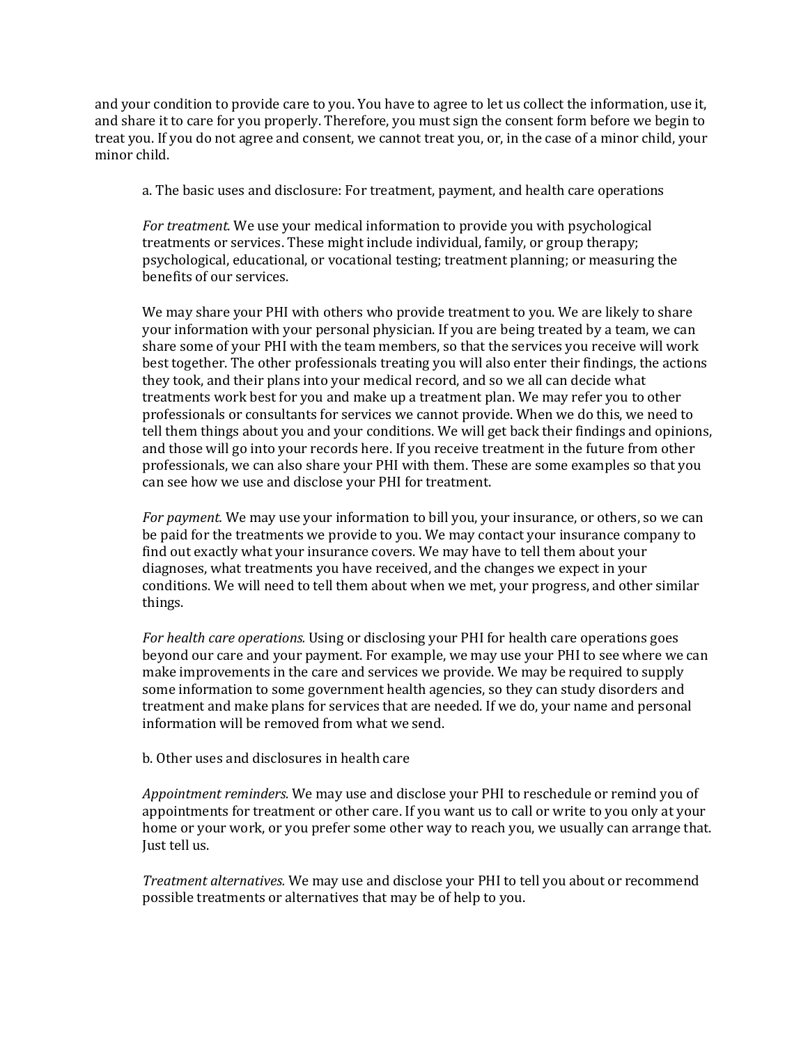and your condition to provide care to you. You have to agree to let us collect the information, use it, and share it to care for you properly. Therefore, you must sign the consent form before we begin to treat you. If you do not agree and consent, we cannot treat you, or, in the case of a minor child, your minor child.

a. The basic uses and disclosure: For treatment, payment, and health care operations

*For treatment.* We use your medical information to provide you with psychological treatments or services. These might include individual, family, or group therapy; psychological, educational, or vocational testing; treatment planning; or measuring the benefits of our services.

We may share your PHI with others who provide treatment to you. We are likely to share your information with your personal physician. If you are being treated by a team, we can share some of your PHI with the team members, so that the services you receive will work best together. The other professionals treating you will also enter their findings, the actions they took, and their plans into your medical record, and so we all can decide what treatments work best for you and make up a treatment plan. We may refer you to other professionals or consultants for services we cannot provide. When we do this, we need to tell them things about you and your conditions. We will get back their findings and opinions, and those will go into your records here. If you receive treatment in the future from other professionals, we can also share your PHI with them. These are some examples so that you can see how we use and disclose your PHI for treatment.

*For payment.* We may use your information to bill you, your insurance, or others, so we can be paid for the treatments we provide to you. We may contact your insurance company to find out exactly what your insurance covers. We may have to tell them about your diagnoses, what treatments you have received, and the changes we expect in your conditions. We will need to tell them about when we met, your progress, and other similar things.

*For health care operations.* Using or disclosing your PHI for health care operations goes beyond our care and your payment. For example, we may use your PHI to see where we can make improvements in the care and services we provide. We may be required to supply some information to some government health agencies, so they can study disorders and treatment and make plans for services that are needed. If we do, your name and personal information will be removed from what we send.

b. Other uses and disclosures in health care

*Appointment reminders.* We may use and disclose your PHI to reschedule or remind you of appointments for treatment or other care. If you want us to call or write to you only at your home or your work, or you prefer some other way to reach you, we usually can arrange that. Just tell us.

*Treatment alternatives.* We may use and disclose your PHI to tell you about or recommend possible treatments or alternatives that may be of help to you.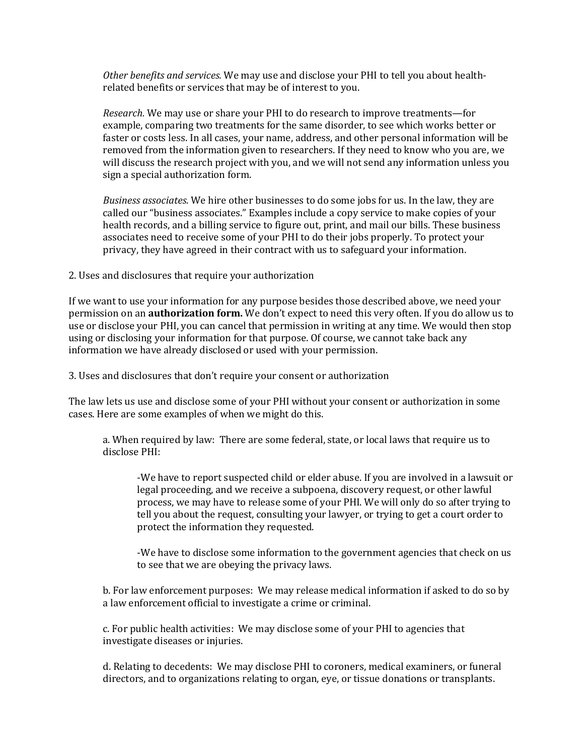*Other benefits and services.* We may use and disclose your PHI to tell you about health-related benefits or services that may be of interest to you.

*Research.* We may use or share your PHI to do research to improve treatments—for example, comparing two treatments for the same disorder, to see which works better or faster or costs less. In all cases, your name, address, and other personal information will be removed from the information given to researchers. If they need to know who you are, we will discuss the research project with you, and we will not send any information unless you sign a special authorization form.

*Business associates.* We hire other businesses to do some jobs for us. In the law, they are called our "business associates." Examples include a copy service to make copies of your health records, and a billing service to figure out, print, and mail our bills. These business associates need to receive some of your PHI to do their jobs properly. To protect your privacy, they have agreed in their contract with us to safeguard your information.

2. Uses and disclosures that require your authorization

If we want to use your information for any purpose besides those described above, we need your permission on an **authorization form.** We don't expect to need this very often. If you do allow us to use or disclose your PHI, you can cancel that permission in writing at any time. We would then stop using or disclosing your information for that purpose. Of course, we cannot take back any information we have already disclosed or used with your permission.

3. Uses and disclosures that don't require your consent or authorization

The law lets us use and disclose some of your PHI without your consent or authorization in some cases. Here are some examples of when we might do this.

a. When required by law: There are some federal, state, or local laws that require us to disclose PHI:

-We have to report suspected child or elder abuse. If you are involved in a lawsuit or legal proceeding, and we receive a subpoena, discovery request, or other lawful process, we may have to release some of your PHI. We will only do so after trying to tell you about the request, consulting your lawyer, or trying to get a court order to protect the information they requested.

-We have to disclose some information to the government agencies that check on us to see that we are obeying the privacy laws.

b. For law enforcement purposes: We may release medical information if asked to do so by a law enforcement official to investigate a crime or criminal.

c. For public health activities: We may disclose some of your PHI to agencies that investigate diseases or injuries.

d. Relating to decedents: We may disclose PHI to coroners, medical examiners, or funeral directors, and to organizations relating to organ, eye, or tissue donations or transplants.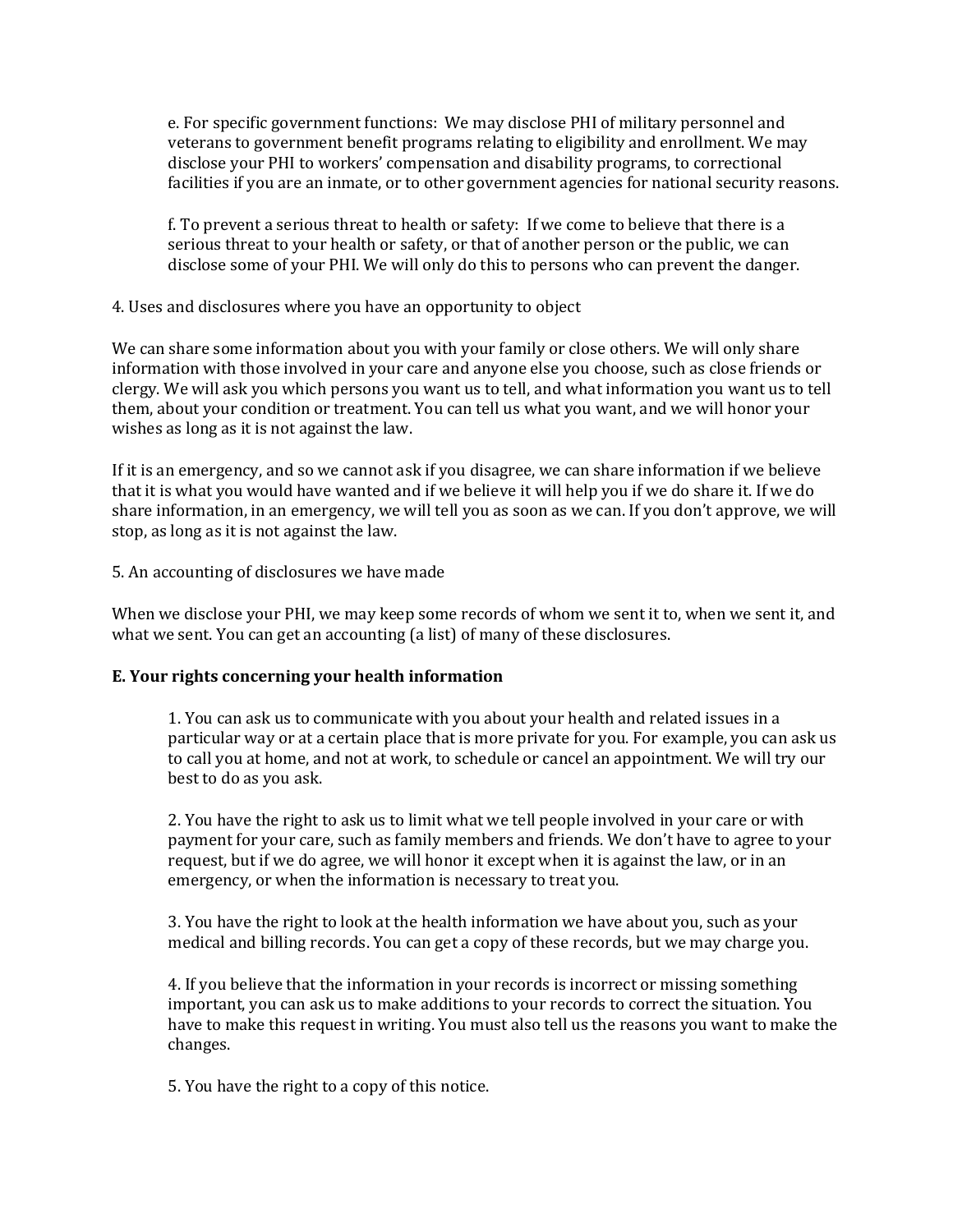e. For specific government functions: We may disclose PHI of military personnel and veterans to government benefit programs relating to eligibility and enrollment. We may disclose your PHI to workers' compensation and disability programs, to correctional facilities if you are an inmate, or to other government agencies for national security reasons.

f. To prevent a serious threat to health or safety: If we come to believe that there is a serious threat to your health or safety, or that of another person or the public, we can disclose some of your PHI. We will only do this to persons who can prevent the danger.

4. Uses and disclosures where you have an opportunity to object

We can share some information about you with your family or close others. We will only share information with those involved in your care and anyone else you choose, such as close friends or clergy. We will ask you which persons you want us to tell, and what information you want us to tell them, about your condition or treatment. You can tell us what you want, and we will honor your wishes as long as it is not against the law.

If it is an emergency, and so we cannot ask if you disagree, we can share information if we believe that it is what you would have wanted and if we believe it will help you if we do share it. If we do share information, in an emergency, we will tell you as soon as we can. If you don't approve, we will stop, as long as it is not against the law.

5. An accounting of disclosures we have made

When we disclose your PHI, we may keep some records of whom we sent it to, when we sent it, and what we sent. You can get an accounting (a list) of many of these disclosures.

**E. Your rights concerning your health information**

1. You can ask us to communicate with you about your health and related issues in a particular way or at a certain place that is more private for you. For example, you can ask us to call you at home, and not at work, to schedule or cancel an appointment. We will try our best to do as you ask.

2. You have the right to ask us to limit what we tell people involved in your care or with payment for your care, such as family members and friends. We don't have to agree to your request, but if we do agree, we will honor it except when it is against the law, or in an emergency, or when the information is necessary to treat you.

3. You have the right to look at the health information we have about you, such as your medical and billing records. You can get a copy of these records, but we may charge you.

4. If you believe that the information in your records is incorrect or missing something important, you can ask us to make additions to your records to correct the situation. You have to make this request in writing. You must also tell us the reasons you want to make the changes.

5. You have the right to a copy of this notice.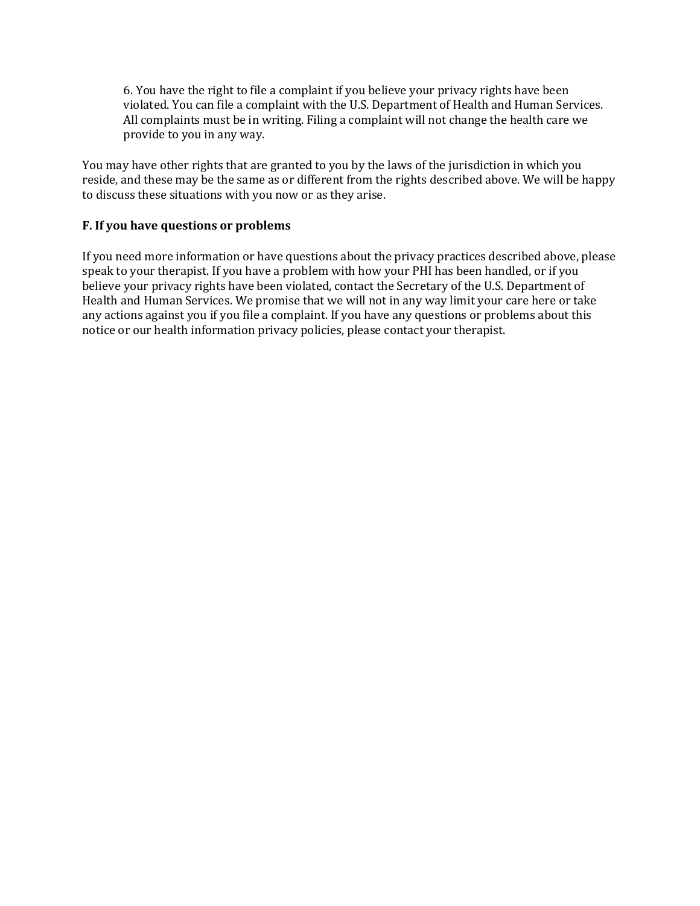6. You have the right to file a complaint if you believe your privacy rights have been violated. You can file a complaint with the U.S. Department of Health and Human Services. All complaints must be in writing. Filing a complaint will not change the health care we provide to you in any way.

You may have other rights that are granted to you by the laws of the jurisdiction in which you reside, and these may be the same as or different from the rights described above. We will be happy to discuss these situations with you now or as they arise.

**F. If you have questions or problems**

If you need more information or have questions about the privacy practices described above, please speak to your therapist. If you have a problem with how your PHI has been handled, or if you believe your privacy rights have been violated, contact the Secretary of the U.S. Department of Health and Human Services. We promise that we will not in any way limit your care here or take any actions against you if you file a complaint. If you have any questions or problems about this notice or our health information privacy policies, please contact your therapist.